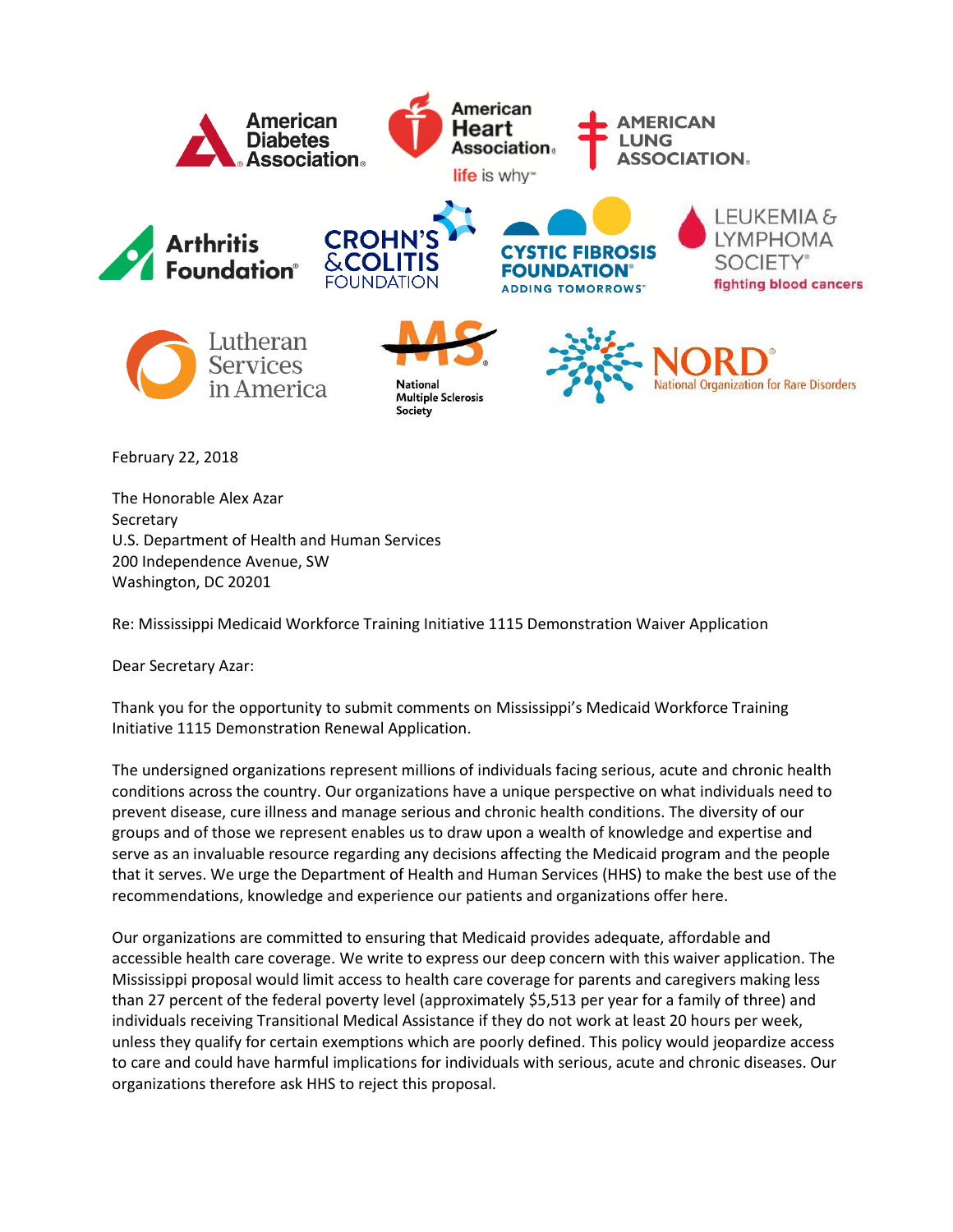American Diabetes Association | American Heart Association | American Lung Association | Arthritis Foundation | Crohn's & Colitis Foundation | Cystic Fibrosis Foundation | Leukemia & Lymphoma Society | Lutheran Services in America | National Multiple Sclerosis Society | NORD National Organization for Rare Disorders

February 22, 2018

The Honorable Alex Azar
Secretary
U.S. Department of Health and Human Services
200 Independence Avenue, SW
Washington, DC 20201

Re: Mississippi Medicaid Workforce Training Initiative 1115 Demonstration Waiver Application

Dear Secretary Azar:

Thank you for the opportunity to submit comments on Mississippi's Medicaid Workforce Training Initiative 1115 Demonstration Renewal Application.

The undersigned organizations represent millions of individuals facing serious, acute and chronic health conditions across the country. Our organizations have a unique perspective on what individuals need to prevent disease, cure illness and manage serious and chronic health conditions. The diversity of our groups and of those we represent enables us to draw upon a wealth of knowledge and expertise and serve as an invaluable resource regarding any decisions affecting the Medicaid program and the people that it serves. We urge the Department of Health and Human Services (HHS) to make the best use of the recommendations, knowledge and experience our patients and organizations offer here.

Our organizations are committed to ensuring that Medicaid provides adequate, affordable and accessible health care coverage. We write to express our deep concern with this waiver application. The Mississippi proposal would limit access to health care coverage for parents and caregivers making less than 27 percent of the federal poverty level (approximately $5,513 per year for a family of three) and individuals receiving Transitional Medical Assistance if they do not work at least 20 hours per week, unless they qualify for certain exemptions which are poorly defined. This policy would jeopardize access to care and could have harmful implications for individuals with serious, acute and chronic diseases. Our organizations therefore ask HHS to reject this proposal.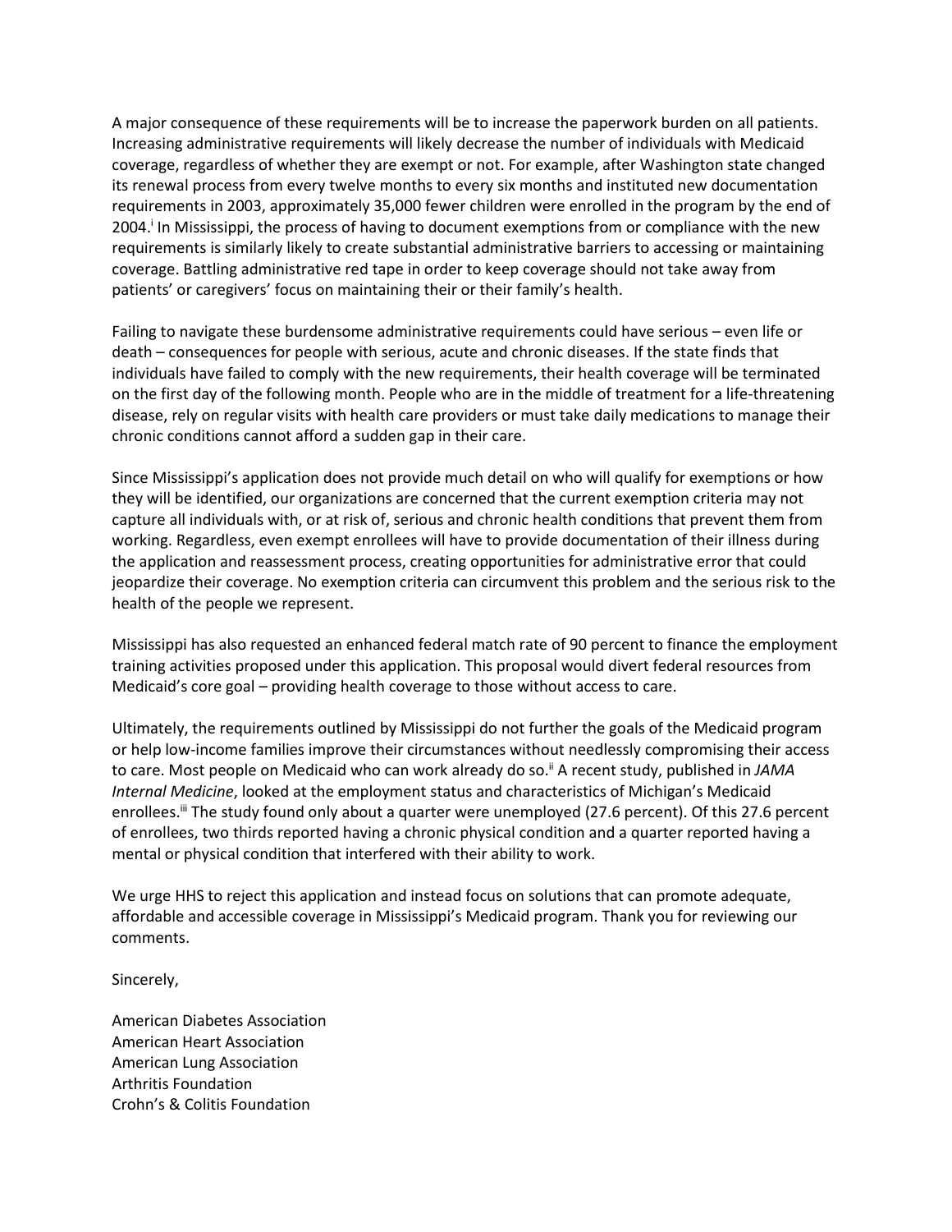A major consequence of these requirements will be to increase the paperwork burden on all patients. Increasing administrative requirements will likely decrease the number of individuals with Medicaid coverage, regardless of whether they are exempt or not. For example, after Washington state changed its renewal process from every twelve months to every six months and instituted new documentation requirements in 2003, approximately 35,000 fewer children were enrolled in the program by the end of 2004.[i] In Mississippi, the process of having to document exemptions from or compliance with the new requirements is similarly likely to create substantial administrative barriers to accessing or maintaining coverage. Battling administrative red tape in order to keep coverage should not take away from patients' or caregivers' focus on maintaining their or their family's health.

Failing to navigate these burdensome administrative requirements could have serious – even life or death – consequences for people with serious, acute and chronic diseases. If the state finds that individuals have failed to comply with the new requirements, their health coverage will be terminated on the first day of the following month. People who are in the middle of treatment for a life-threatening disease, rely on regular visits with health care providers or must take daily medications to manage their chronic conditions cannot afford a sudden gap in their care.

Since Mississippi's application does not provide much detail on who will qualify for exemptions or how they will be identified, our organizations are concerned that the current exemption criteria may not capture all individuals with, or at risk of, serious and chronic health conditions that prevent them from working. Regardless, even exempt enrollees will have to provide documentation of their illness during the application and reassessment process, creating opportunities for administrative error that could jeopardize their coverage. No exemption criteria can circumvent this problem and the serious risk to the health of the people we represent.

Mississippi has also requested an enhanced federal match rate of 90 percent to finance the employment training activities proposed under this application. This proposal would divert federal resources from Medicaid's core goal – providing health coverage to those without access to care.

Ultimately, the requirements outlined by Mississippi do not further the goals of the Medicaid program or help low-income families improve their circumstances without needlessly compromising their access to care. Most people on Medicaid who can work already do so.[ii] A recent study, published in *JAMA Internal Medicine*, looked at the employment status and characteristics of Michigan's Medicaid enrollees.[iii] The study found only about a quarter were unemployed (27.6 percent). Of this 27.6 percent of enrollees, two thirds reported having a chronic physical condition and a quarter reported having a mental or physical condition that interfered with their ability to work.

We urge HHS to reject this application and instead focus on solutions that can promote adequate, affordable and accessible coverage in Mississippi's Medicaid program. Thank you for reviewing our comments.

Sincerely,

American Diabetes Association
American Heart Association
American Lung Association
Arthritis Foundation
Crohn's & Colitis Foundation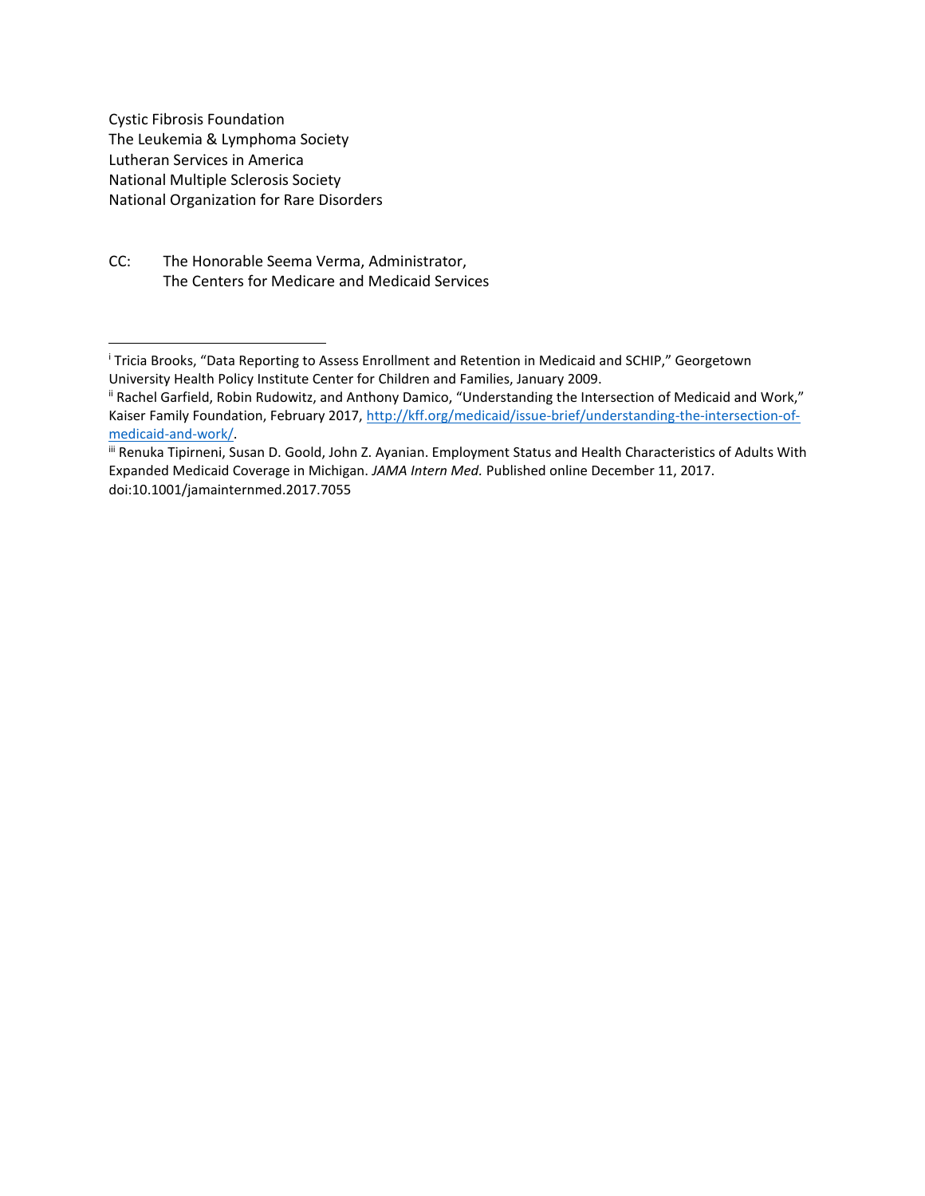Cystic Fibrosis Foundation
The Leukemia & Lymphoma Society
Lutheran Services in America
National Multiple Sclerosis Society
National Organization for Rare Disorders

CC: The Honorable Seema Verma, Administrator,
The Centers for Medicare and Medicaid Services

---

[i] Tricia Brooks, "Data Reporting to Assess Enrollment and Retention in Medicaid and SCHIP," Georgetown University Health Policy Institute Center for Children and Families, January 2009.

[ii] Rachel Garfield, Robin Rudowitz, and Anthony Damico, "Understanding the Intersection of Medicaid and Work," Kaiser Family Foundation, February 2017, [http://kff.org/medicaid/issue-brief/understanding-the-intersection-of-medicaid-and-work/](http://kff.org/medicaid/issue-brief/understanding-the-intersection-of-medicaid-and-work/).

[iii] Renuka Tipirneni, Susan D. Goold, John Z. Ayanian. Employment Status and Health Characteristics of Adults With Expanded Medicaid Coverage in Michigan. *JAMA Intern Med.* Published online December 11, 2017. doi:10.1001/jamainternmed.2017.7055